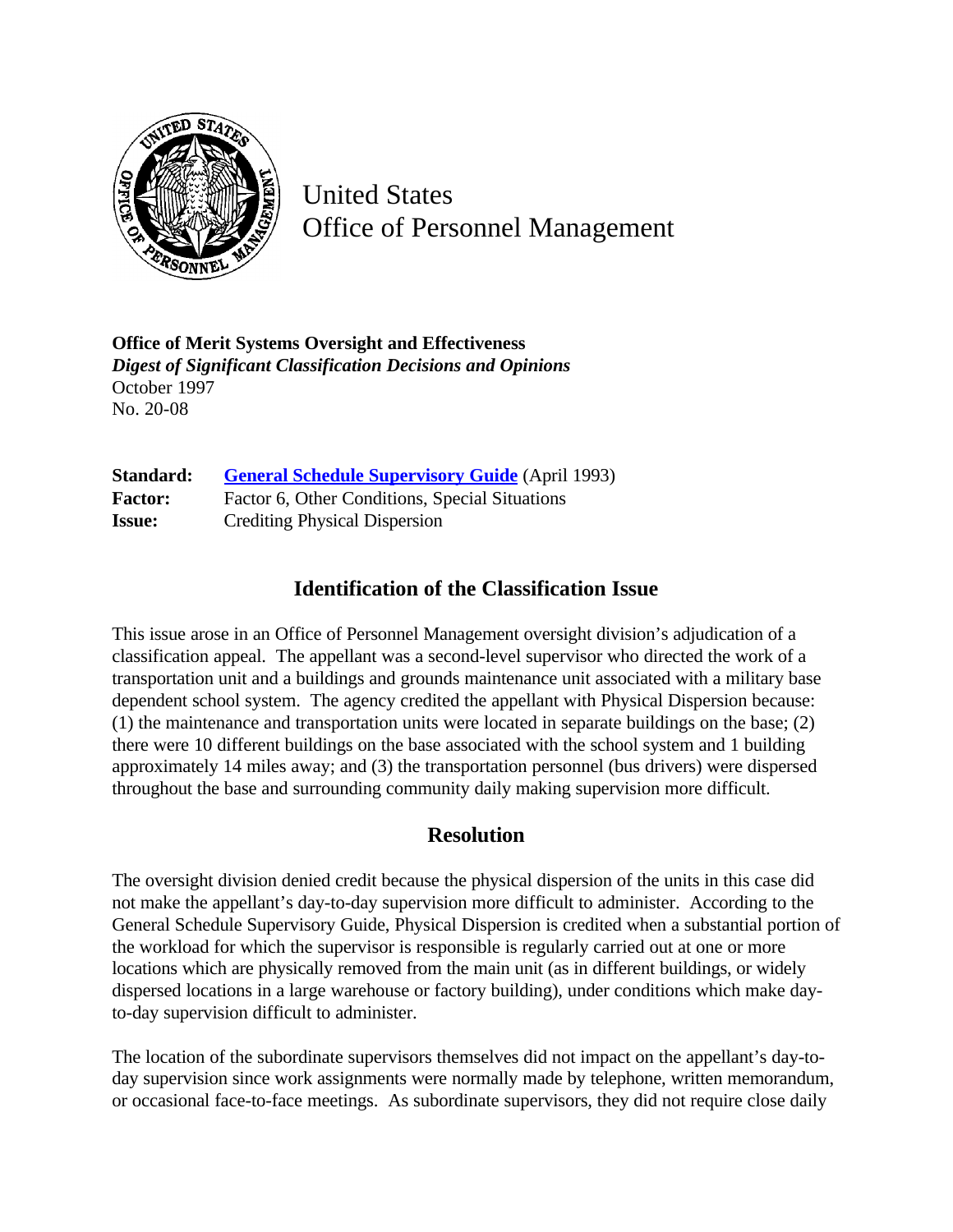United States
Office of Personnel Management

**Office of Merit Systems Oversight and Effectiveness**
***Digest of Significant Classification Decisions and Opinions***
October 1997
No. 20-08

| | |
|---|---|
| **Standard:** | **General Schedule Supervisory Guide** (April 1993) |
| **Factor:** | Factor 6, Other Conditions, Special Situations |
| **Issue:** | Crediting Physical Dispersion |

## Identification of the Classification Issue

This issue arose in an Office of Personnel Management oversight division's adjudication of a classification appeal. The appellant was a second-level supervisor who directed the work of a transportation unit and a buildings and grounds maintenance unit associated with a military base dependent school system. The agency credited the appellant with Physical Dispersion because: (1) the maintenance and transportation units were located in separate buildings on the base; (2) there were 10 different buildings on the base associated with the school system and 1 building approximately 14 miles away; and (3) the transportation personnel (bus drivers) were dispersed throughout the base and surrounding community daily making supervision more difficult.

## Resolution

The oversight division denied credit because the physical dispersion of the units in this case did not make the appellant's day-to-day supervision more difficult to administer. According to the General Schedule Supervisory Guide, Physical Dispersion is credited when a substantial portion of the workload for which the supervisor is responsible is regularly carried out at one or more locations which are physically removed from the main unit (as in different buildings, or widely dispersed locations in a large warehouse or factory building), under conditions which make day-to-day supervision difficult to administer.

The location of the subordinate supervisors themselves did not impact on the appellant's day-to-day supervision since work assignments were normally made by telephone, written memorandum, or occasional face-to-face meetings. As subordinate supervisors, they did not require close daily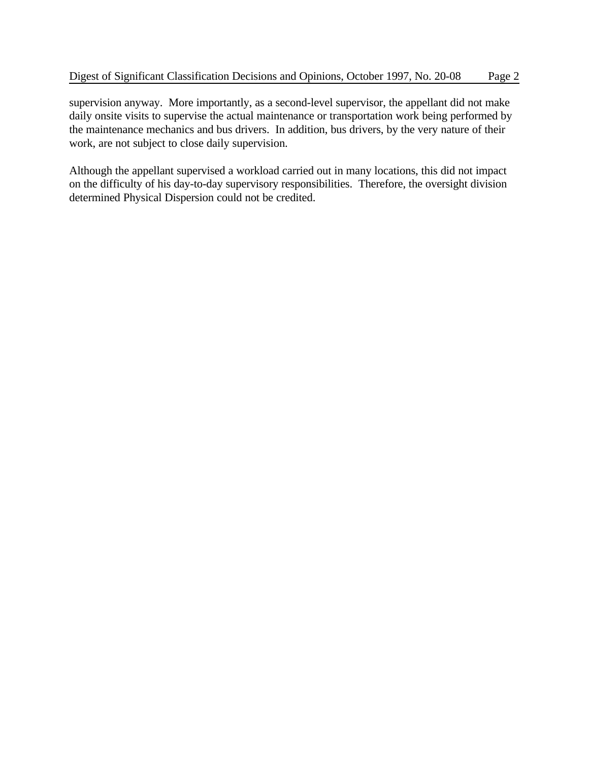supervision anyway. More importantly, as a second-level supervisor, the appellant did not make daily onsite visits to supervise the actual maintenance or transportation work being performed by the maintenance mechanics and bus drivers. In addition, bus drivers, by the very nature of their work, are not subject to close daily supervision.

Although the appellant supervised a workload carried out in many locations, this did not impact on the difficulty of his day-to-day supervisory responsibilities. Therefore, the oversight division determined Physical Dispersion could not be credited.